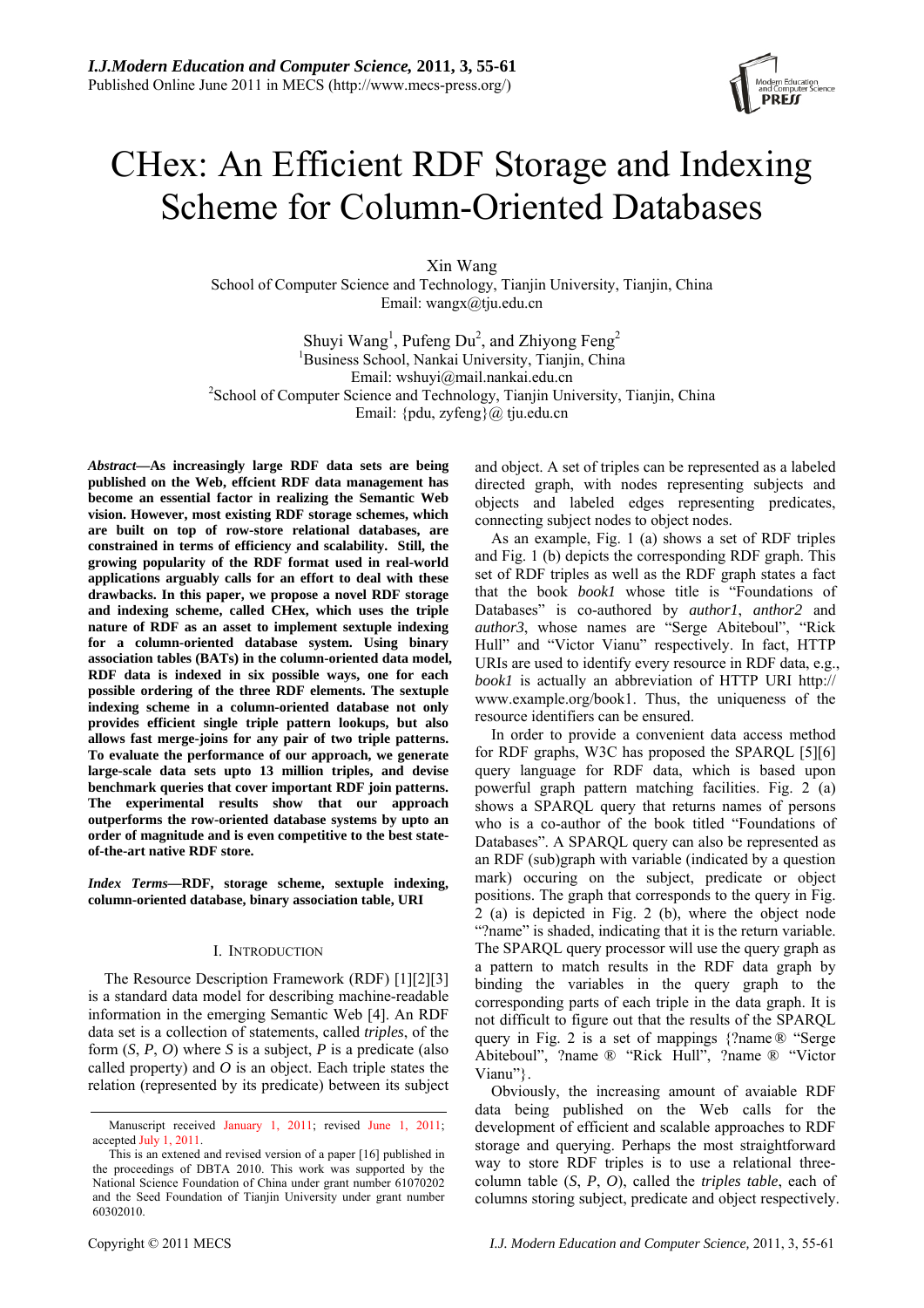# CHex: An Efficient RDF Storage and Indexing Scheme for Column-Oriented Databases

Xin Wang
School of Computer Science and Technology, Tianjin University, Tianjin, China
Email: wangx@tju.edu.cn

Shuyi Wang[1], Pufeng Du[2], and Zhiyong Feng[2]
[1]Business School, Nankai University, Tianjin, China
Email: wshuyi@mail.nankai.edu.cn
[2]School of Computer Science and Technology, Tianjin University, Tianjin, China
Email: {pdu, zyfeng}@ tju.edu.cn

***Abstract*—As increasingly large RDF data sets are being published on the Web, effcient RDF data management has become an essential factor in realizing the Semantic Web vision. However, most existing RDF storage schemes, which are built on top of row-store relational databases, are constrained in terms of efficiency and scalability. Still, the growing popularity of the RDF format used in real-world applications arguably calls for an effort to deal with these drawbacks. In this paper, we propose a novel RDF storage and indexing scheme, called CHex, which uses the triple nature of RDF as an asset to implement sextuple indexing for a column-oriented database system. Using binary association tables (BATs) in the column-oriented data model, RDF data is indexed in six possible ways, one for each possible ordering of the three RDF elements. The sextuple indexing scheme in a column-oriented database not only provides efficient single triple pattern lookups, but also allows fast merge-joins for any pair of two triple patterns. To evaluate the performance of our approach, we generate large-scale data sets upto 13 million triples, and devise benchmark queries that cover important RDF join patterns. The experimental results show that our approach outperforms the row-oriented database systems by upto an order of magnitude and is even competitive to the best state-of-the-art native RDF store.**

***Index Terms*—RDF, storage scheme, sextuple indexing, column-oriented database, binary association table, URI**

## I. Introduction

The Resource Description Framework (RDF) [1][2][3] is a standard data model for describing machine-readable information in the emerging Semantic Web [4]. An RDF data set is a collection of statements, called *triples*, of the form (*S*, *P*, *O*) where *S* is a subject, *P* is a predicate (also called property) and *O* is an object. Each triple states the relation (represented by its predicate) between its subject and object. A set of triples can be represented as a labeled directed graph, with nodes representing subjects and objects and labeled edges representing predicates, connecting subject nodes to object nodes.

As an example, Fig. 1 (a) shows a set of RDF triples and Fig. 1 (b) depicts the corresponding RDF graph. This set of RDF triples as well as the RDF graph states a fact that the book *book1* whose title is "Foundations of Databases" is co-authored by *author1*, *anthor2* and *author3*, whose names are "Serge Abiteboul", "Rick Hull" and "Victor Vianu" respectively. In fact, HTTP URIs are used to identify every resource in RDF data, e.g., *book1* is actually an abbreviation of HTTP URI http:// www.example.org/book1. Thus, the uniqueness of the resource identifiers can be ensured.

In order to provide a convenient data access method for RDF graphs, W3C has proposed the SPARQL [5][6] query language for RDF data, which is based upon powerful graph pattern matching facilities. Fig. 2 (a) shows a SPARQL query that returns names of persons who is a co-author of the book titled "Foundations of Databases". A SPARQL query can also be represented as an RDF (sub)graph with variable (indicated by a question mark) occuring on the subject, predicate or object positions. The graph that corresponds to the query in Fig. 2 (a) is depicted in Fig. 2 (b), where the object node "?name" is shaded, indicating that it is the return variable. The SPARQL query processor will use the query graph as a pattern to match results in the RDF data graph by binding the variables in the query graph to the corresponding parts of each triple in the data graph. It is not difficult to figure out that the results of the SPARQL query in Fig. 2 is a set of mappings {?name ® "Serge Abiteboul", ?name ® "Rick Hull", ?name ® "Victor Vianu"}.

Obviously, the increasing amount of avaiable RDF data being published on the Web calls for the development of efficient and scalable approaches to RDF storage and querying. Perhaps the most straightforward way to store RDF triples is to use a relational three-column table (*S*, *P*, *O*), called the *triples table*, each of columns storing subject, predicate and object respectively.

---

Manuscript received January 1, 2011; revised June 1, 2011; accepted July 1, 2011.

This is an extened and revised version of a paper [16] published in the proceedings of DBTA 2010. This work was supported by the National Science Foundation of China under grant number 61070202 and the Seed Foundation of Tianjin University under grant number 60302010.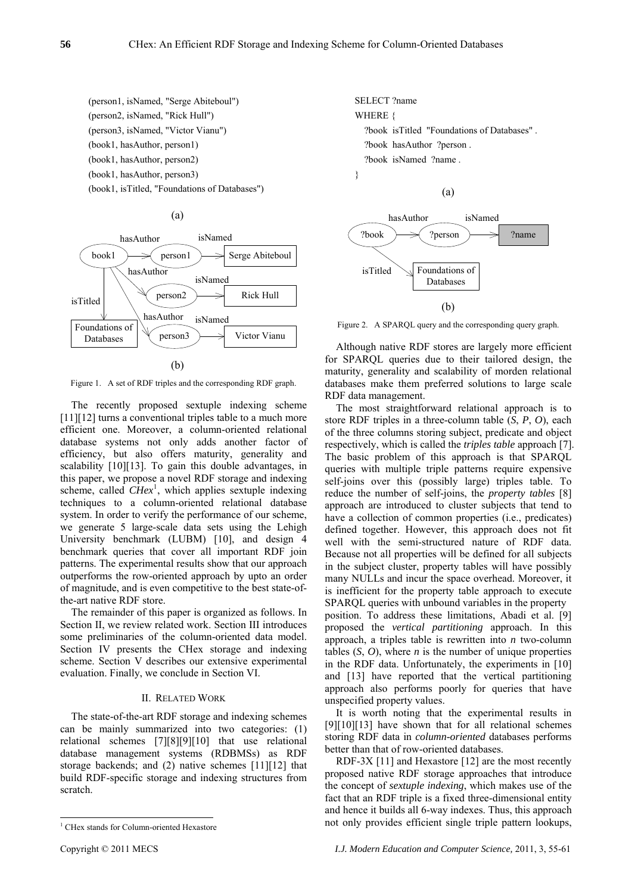(person1, isNamed, "Serge Abiteboul")
(person2, isNamed, "Rick Hull")
(person3, isNamed, "Victor Vianu")
(book1, hasAuthor, person1)
(book1, hasAuthor, person2)
(book1, hasAuthor, person3)
(book1, isTitled, "Foundations of Databases")

(a)

(b)

Figure 1. A set of RDF triples and the corresponding RDF graph.

The recently proposed sextuple indexing scheme [11][12] turns a conventional triples table to a much more efficient one. Moreover, a column-oriented relational database systems not only adds another factor of efficiency, but also offers maturity, generality and scalability [10][13]. To gain this double advantages, in this paper, we propose a novel RDF storage and indexing scheme, called *CHex*[1], which applies sextuple indexing techniques to a column-oriented relational database system. In order to verify the performance of our scheme, we generate 5 large-scale data sets using the Lehigh University benchmark (LUBM) [10], and design 4 benchmark queries that cover all important RDF join patterns. The experimental results show that our approach outperforms the row-oriented approach by upto an order of magnitude, and is even competitive to the best state-of-the-art native RDF store.

The remainder of this paper is organized as follows. In Section II, we review related work. Section III introduces some preliminaries of the column-oriented data model. Section IV presents the CHex storage and indexing scheme. Section V describes our extensive experimental evaluation. Finally, we conclude in Section VI.

## II. Related Work

The state-of-the-art RDF storage and indexing schemes can be mainly summarized into two categories: (1) relational schemes [7][8][9][10] that use relational database management systems (RDBMSs) as RDF storage backends; and (2) native schemes [11][12] that build RDF-specific storage and indexing structures from scratch.

[1] CHex stands for Column-oriented Hexastore

```
SELECT ?name
WHERE {
   ?book  isTitled  "Foundations of Databases" .
   ?book  hasAuthor  ?person .
   ?book  isNamed  ?name .
}
```

(a)

(b)

Figure 2. A SPARQL query and the corresponding query graph.

Although native RDF stores are largely more efficient for SPARQL queries due to their tailored design, the maturity, generality and scalability of morden relational databases make them preferred solutions to large scale RDF data management.

The most straightforward relational approach is to store RDF triples in a three-column table (*S*, *P*, *O*), each of the three columns storing subject, predicate and object respectively, which is called the *triples table* approach [7]. The basic problem of this approach is that SPARQL queries with multiple triple patterns require expensive self-joins over this (possibly large) triples table. To reduce the number of self-joins, the *property tables* [8] approach are introduced to cluster subjects that tend to have a collection of common properties (i.e., predicates) defined together. However, this approach does not fit well with the semi-structured nature of RDF data. Because not all properties will be defined for all subjects in the subject cluster, property tables will have possibly many NULLs and incur the space overhead. Moreover, it is inefficient for the property table approach to execute SPARQL queries with unbound variables in the property position. To address these limitations, Abadi et al. [9] proposed the *vertical partitioning* approach. In this approach, a triples table is rewritten into *n* two-column tables (*S*, *O*), where *n* is the number of unique properties in the RDF data. Unfortunately, the experiments in [10] and [13] have reported that the vertical partitioning approach also performs poorly for queries that have unspecified property values.

It is worth noting that the experimental results in [9][10][13] have shown that for all relational schemes storing RDF data in *column-oriented* databases performs better than that of row-oriented databases.

RDF-3X [11] and Hexastore [12] are the most recently proposed native RDF storage approaches that introduce the concept of *sextuple indexing*, which makes use of the fact that an RDF triple is a fixed three-dimensional entity and hence it builds all 6-way indexes. Thus, this approach not only provides efficient single triple pattern lookups,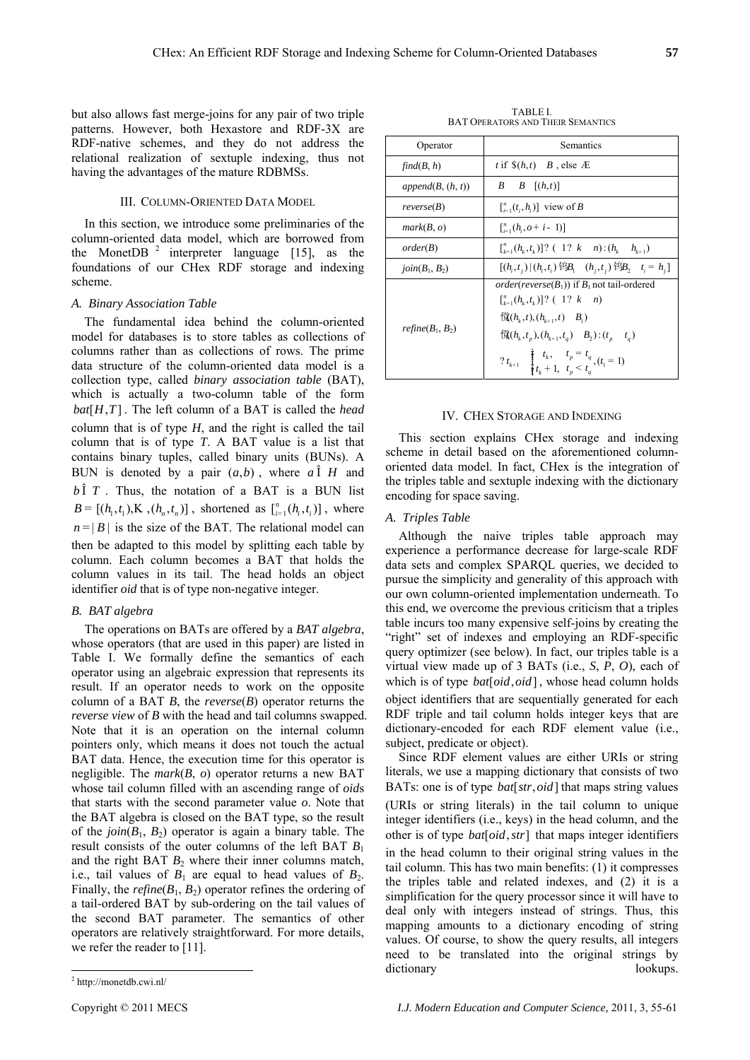but also allows fast merge-joins for any pair of two triple patterns. However, both Hexastore and RDF-3X are RDF-native schemes, and they do not address the relational realization of sextuple indexing, thus not having the advantages of the mature RDBMSs.

## III. Column-Oriented Data Model

In this section, we introduce some preliminaries of the column-oriented data model, which are borrowed from the MonetDB [2] interpreter language [15], as the foundations of our CHex RDF storage and indexing scheme.

### A. Binary Association Table

The fundamental idea behind the column-oriented model for databases is to store tables as collections of columns rather than as collections of rows. The prime data structure of the column-oriented data model is a collection type, called *binary association table* (BAT), which is actually a two-column table of the form $bat[H,T]$. The left column of a BAT is called the *head* column that is of type $H$, and the right is called the tail column that is of type $T$. A BAT value is a list that contains binary tuples, called binary units (BUNs). A BUN is denoted by a pair $(a,b)$, where $a \in H$ and $b \in T$. Thus, the notation of a BAT is a BUN list $B = [(h_1,t_1),\ldots,(h_n,t_n)]$, shortened as $[_{i=1}^{n}(h_i,t_i)]$, where $n = |B|$ is the size of the BAT. The relational model can then be adapted to this model by splitting each table by column. Each column becomes a BAT that holds the column values in its tail. The head holds an object identifier *oid* that is of type non-negative integer.

### B. BAT algebra

The operations on BATs are offered by a *BAT algebra*, whose operators (that are used in this paper) are listed in Table I. We formally define the semantics of each operator using an algebraic expression that represents its result. If an operator needs to work on the opposite column of a BAT $B$, the *reverse*($B$) operator returns the *reverse view* of $B$ with the head and tail columns swapped. Note that it is an operation on the internal column pointers only, which means it does not touch the actual BAT data. Hence, the execution time for this operator is negligible. The *mark*($B$, $o$) operator returns a new BAT whose tail column filled with an ascending range of *oid*s that starts with the second parameter value $o$. Note that the BAT algebra is closed on the BAT type, so the result of the *join*($B_1$, $B_2$) operator is again a binary table. The result consists of the outer columns of the left BAT $B_1$ and the right BAT $B_2$ where their inner columns match, i.e., tail values of $B_1$ are equal to head values of $B_2$. Finally, the *refine*($B_1$, $B_2$) operator refines the ordering of a tail-ordered BAT by sub-ordering on the tail values of the second BAT parameter. The semantics of other operators are relatively straightforward. For more details, we refer the reader to [11].

TABLE I.
BAT Operators and Their Semantics

| Operator | Semantics |
| --- | --- |
| *find*($B$, $h$) | $t$ if $\exists (h,t) \in B$, else $\emptyset$ |
| *append*($B$, $(h, t)$) | $B \leftarrow B \cup [(h,t)]$ |
| *reverse*($B$) | $[_{i=1}^{n}(t_i,h_i)]$ view of $B$ |
| *mark*($B$, $o$) | $[_{i=1}^{n}(h_i, o+i-1)]$ |
| *order*($B$) | $[_{k=1}^{n}(h_k,t_k)] \mid (1 \le k < n) : (h_k \le h_{k+1})$ |
| *join*($B_1$, $B_2$) | $[(h_i,t_j) \mid (h_i,t_i) \in B_1 \wedge (h_j,t_j) \in B_2 \wedge t_i = h_j]$ |
| *refine*($B_1$, $B_2$) | *order*(*reverse*($B_1$)) if $B_1$ not tail-ordered<br>$[_{k=1}^{n}(h_k,t_k)] \mid (1 \le k < n)$<br>$\wedge (h_k,t),(h_{k+1},t) \in B_1$<br>$\wedge (h_k,t_p),(h_{k+1},t_q) \in B_2 : (t_p \le t_q)$<br>$\mid t_{k+1} = \begin{cases} t_k, & t_p = t_q \\ t_k+1, & t_p < t_q \end{cases}, (t_1 = 1)$ |

## IV. CHex Storage and Indexing

This section explains CHex storage and indexing scheme in detail based on the aforementioned column-oriented data model. In fact, CHex is the integration of the triples table and sextuple indexing with the dictionary encoding for space saving.

### A. Triples Table

Although the naive triples table approach may experience a performance decrease for large-scale RDF data sets and complex SPARQL queries, we decided to pursue the simplicity and generality of this approach with our own column-oriented implementation underneath. To this end, we overcome the previous criticism that a triples table incurs too many expensive self-joins by creating the "right" set of indexes and employing an RDF-specific query optimizer (see below). In fact, our triples table is a virtual view made up of 3 BATs (i.e., $S$, $P$, $O$), each of which is of type $bat[oid,oid]$, whose head column holds object identifiers that are sequentially generated for each RDF triple and tail column holds integer keys that are dictionary-encoded for each RDF element value (i.e., subject, predicate or object).

Since RDF element values are either URIs or string literals, we use a mapping dictionary that consists of two BATs: one is of type $bat[str,oid]$ that maps string values (URIs or string literals) in the tail column to unique integer identifiers (i.e., keys) in the head column, and the other is of type $bat[oid,str]$ that maps integer identifiers in the head column to their original string values in the tail column. This has two main benefits: (1) it compresses the triples table and related indexes, and (2) it is a simplification for the query processor since it will have to deal only with integers instead of strings. Thus, this mapping amounts to a dictionary encoding of string values. Of course, to show the query results, all integers need to be translated into the original strings by dictionary lookups.

[2] http://monetdb.cwi.nl/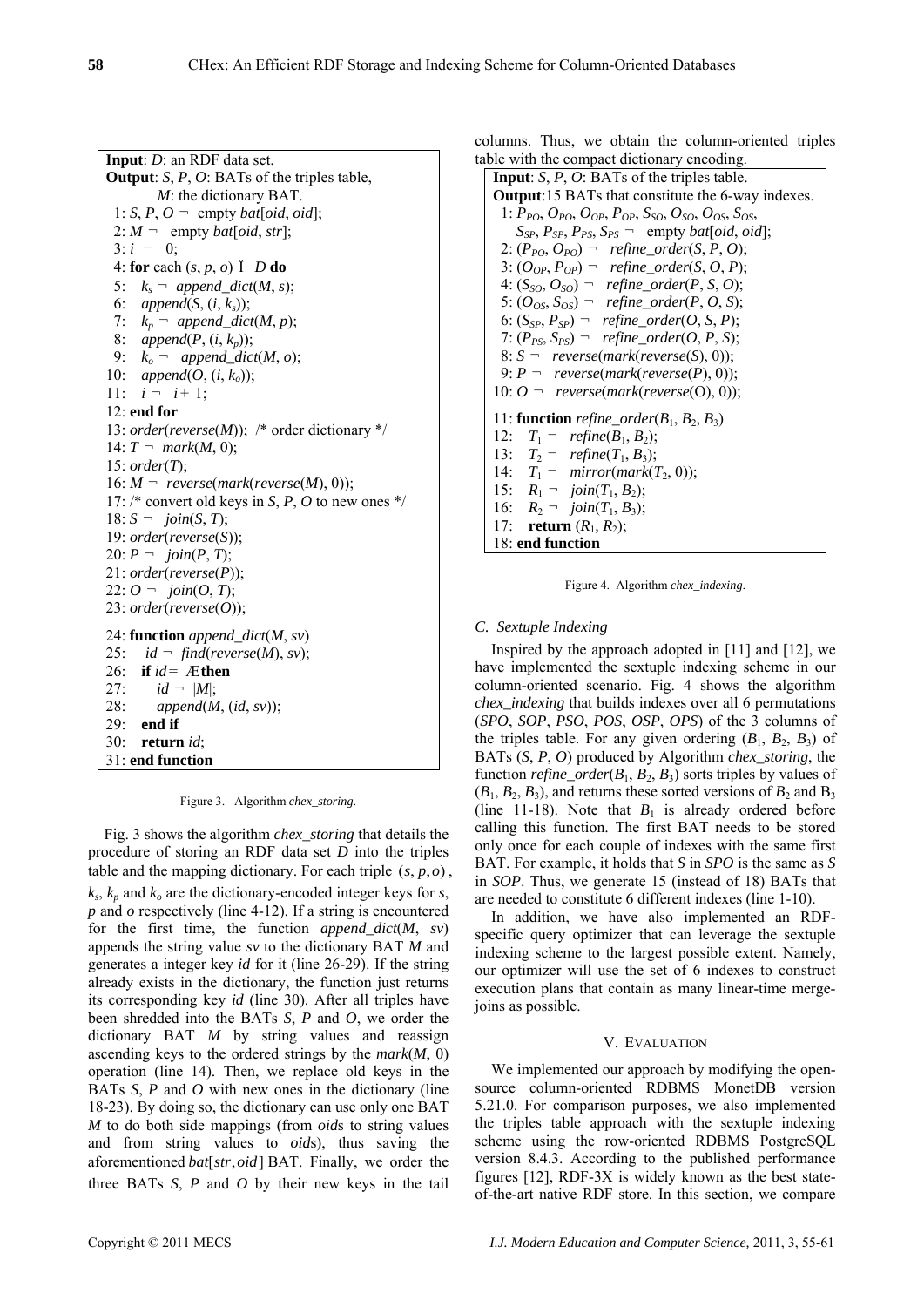```
Input: D: an RDF data set.
Output: S, P, O: BATs of the triples table,
        M: the dictionary BAT.
 1: S, P, O ← empty bat[oid, oid];
 2: M ← empty bat[oid, str];
 3: i ← 0;
 4: for each (s, p, o) ∈ D do
 5:   k_s ← append_dict(M, s);
 6:   append(S, (i, k_s));
 7:   k_p ← append_dict(M, p);
 8:   append(P, (i, k_p));
 9:   k_o ← append_dict(M, o);
10:   append(O, (i, k_o));
11:   i ← i + 1;
12: end for
13: order(reverse(M)); /* order dictionary */
14: T ← mark(M, 0);
15: order(T);
16: M ← reverse(mark(reverse(M), 0));
17: /* convert old keys in S, P, O to new ones */
18: S ← join(S, T);
19: order(reverse(S));
20: P ← join(P, T);
21: order(reverse(P));
22: O ← join(O, T);
23: order(reverse(O));

24: function append_dict(M, sv)
25:   id ← find(reverse(M), sv);
26:   if id = ∅ then
27:     id ← |M|;
28:     append(M, (id, sv));
29:   end if
30:   return id;
31: end function
```

Figure 3. Algorithm *chex_storing*.

Fig. 3 shows the algorithm *chex_storing* that details the procedure of storing an RDF data set *D* into the triples table and the mapping dictionary. For each triple $(s, p, o)$, $k_s$, $k_p$ and $k_o$ are the dictionary-encoded integer keys for *s*, *p* and *o* respectively (line 4-12). If a string is encountered for the first time, the function *append_dict*(*M*, *sv*) appends the string value *sv* to the dictionary BAT *M* and generates a integer key *id* for it (line 26-29). If the string already exists in the dictionary, the function just returns its corresponding key *id* (line 30). After all triples have been shredded into the BATs *S*, *P* and *O*, we order the dictionary BAT *M* by string values and reassign ascending keys to the ordered strings by the *mark*(*M*, 0) operation (line 14). Then, we replace old keys in the BATs *S*, *P* and *O* with new ones in the dictionary (line 18-23). By doing so, the dictionary can use only one BAT *M* to do both side mappings (from *oid*s to string values and from string values to *oid*s), thus saving the aforementioned $bat[str, oid]$ BAT. Finally, we order the three BATs *S*, *P* and *O* by their new keys in the tail columns. Thus, we obtain the column-oriented triples table with the compact dictionary encoding.

```
Input: S, P, O: BATs of the triples table.
Output:15 BATs that constitute the 6-way indexes.
 1: P_PO, O_PO, O_OP, P_OP, S_SO, O_SO, O_OS, S_OS,
    S_SP, P_SP, P_PS, S_PS ← empty bat[oid, oid];
 2: (P_PO, O_PO) ← refine_order(S, P, O);
 3: (O_OP, P_OP) ← refine_order(S, O, P);
 4: (S_SO, O_SO) ← refine_order(P, S, O);
 5: (O_OS, S_OS) ← refine_order(P, O, S);
 6: (S_SP, P_SP) ← refine_order(O, S, P);
 7: (P_PS, S_PS) ← refine_order(O, P, S);
 8: S ← reverse(mark(reverse(S), 0));
 9: P ← reverse(mark(reverse(P), 0));
10: O ← reverse(mark(reverse(O), 0));

11: function refine_order(B1, B2, B3)
12:   T1 ← refine(B1, B2);
13:   T2 ← refine(T1, B3);
14:   T1 ← mirror(mark(T2, 0));
15:   R1 ← join(T1, B2);
16:   R2 ← join(T1, B3);
17:   return (R1, R2);
18: end function
```

Figure 4. Algorithm *chex_indexing*.

### C. Sextuple Indexing

Inspired by the approach adopted in [11] and [12], we have implemented the sextuple indexing scheme in our column-oriented scenario. Fig. 4 shows the algorithm *chex_indexing* that builds indexes over all 6 permutations (*SPO*, *SOP*, *PSO*, *POS*, *OSP*, *OPS*) of the 3 columns of the triples table. For any given ordering ($B_1$, $B_2$, $B_3$) of BATs (*S*, *P*, *O*) produced by Algorithm *chex_storing*, the function *refine_order*($B_1$, $B_2$, $B_3$) sorts triples by values of ($B_1$, $B_2$, $B_3$), and returns these sorted versions of $B_2$ and $B_3$ (line 11-18). Note that $B_1$ is already ordered before calling this function. The first BAT needs to be stored only once for each couple of indexes with the same first BAT. For example, it holds that *S* in *SPO* is the same as *S* in *SOP*. Thus, we generate 15 (instead of 18) BATs that are needed to constitute 6 different indexes (line 1-10).

In addition, we have also implemented an RDF-specific query optimizer that can leverage the sextuple indexing scheme to the largest possible extent. Namely, our optimizer will use the set of 6 indexes to construct execution plans that contain as many linear-time merge-joins as possible.

## V. Evaluation

We implemented our approach by modifying the open-source column-oriented RDBMS MonetDB version 5.21.0. For comparison purposes, we also implemented the triples table approach with the sextuple indexing scheme using the row-oriented RDBMS PostgreSQL version 8.4.3. According to the published performance figures [12], RDF-3X is widely known as the best state-of-the-art native RDF store. In this section, we compare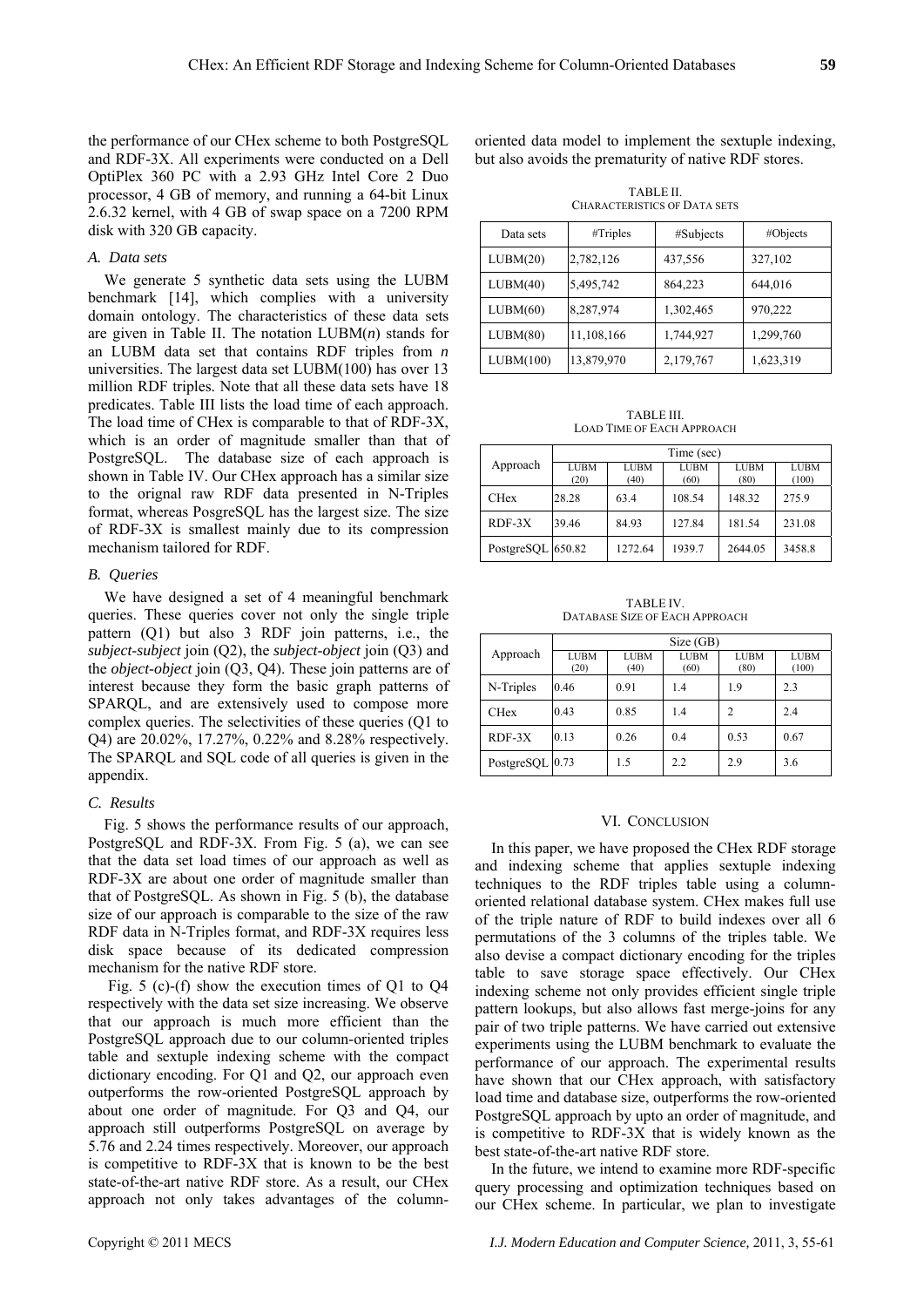the performance of our CHex scheme to both PostgreSQL and RDF-3X. All experiments were conducted on a Dell OptiPlex 360 PC with a 2.93 GHz Intel Core 2 Duo processor, 4 GB of memory, and running a 64-bit Linux 2.6.32 kernel, with 4 GB of swap space on a 7200 RPM disk with 320 GB capacity.

### *A. Data sets*

We generate 5 synthetic data sets using the LUBM benchmark [14], which complies with a university domain ontology. The characteristics of these data sets are given in Table II. The notation LUBM(*n*) stands for an LUBM data set that contains RDF triples from *n* universities. The largest data set LUBM(100) has over 13 million RDF triples. Note that all these data sets have 18 predicates. Table III lists the load time of each approach. The load time of CHex is comparable to that of RDF-3X, which is an order of magnitude smaller than that of PostgreSQL. The database size of each approach is shown in Table IV. Our CHex approach has a similar size to the orignal raw RDF data presented in N-Triples format, whereas PosgreSQL has the largest size. The size of RDF-3X is smallest mainly due to its compression mechanism tailored for RDF.

### *B. Queries*

We have designed a set of 4 meaningful benchmark queries. These queries cover not only the single triple pattern (Q1) but also 3 RDF join patterns, i.e., the *subject-subject* join (Q2), the *subject-object* join (Q3) and the *object-object* join (Q3, Q4). These join patterns are of interest because they form the basic graph patterns of SPARQL, and are extensively used to compose more complex queries. The selectivities of these queries (Q1 to Q4) are 20.02%, 17.27%, 0.22% and 8.28% respectively. The SPARQL and SQL code of all queries is given in the appendix.

### *C. Results*

Fig. 5 shows the performance results of our approach, PostgreSQL and RDF-3X. From Fig. 5 (a), we can see that the data set load times of our approach as well as RDF-3X are about one order of magnitude smaller than that of PostgreSQL. As shown in Fig. 5 (b), the database size of our approach is comparable to the size of the raw RDF data in N-Triples format, and RDF-3X requires less disk space because of its dedicated compression mechanism for the native RDF store.

Fig. 5 (c)-(f) show the execution times of Q1 to Q4 respectively with the data set size increasing. We observe that our approach is much more efficient than the PostgreSQL approach due to our column-oriented triples table and sextuple indexing scheme with the compact dictionary encoding. For Q1 and Q2, our approach even outperforms the row-oriented PostgreSQL approach by about one order of magnitude. For Q3 and Q4, our approach still outperforms PostgreSQL on average by 5.76 and 2.24 times respectively. Moreover, our approach is competitive to RDF-3X that is known to be the best state-of-the-art native RDF store. As a result, our CHex approach not only takes advantages of the column-oriented data model to implement the sextuple indexing, but also avoids the prematurity of native RDF stores.

TABLE II.
CHARACTERISTICS OF DATA SETS

| Data sets | #Triples | #Subjects | #Objects |
|---|---|---|---|
| LUBM(20) | 2,782,126 | 437,556 | 327,102 |
| LUBM(40) | 5,495,742 | 864,223 | 644,016 |
| LUBM(60) | 8,287,974 | 1,302,465 | 970,222 |
| LUBM(80) | 11,108,166 | 1,744,927 | 1,299,760 |
| LUBM(100) | 13,879,970 | 2,179,767 | 1,623,319 |

TABLE III.
LOAD TIME OF EACH APPROACH

| Approach | Time (sec) | | | | |
|---|---|---|---|---|---|
| | LUBM (20) | LUBM (40) | LUBM (60) | LUBM (80) | LUBM (100) |
| CHex | 28.28 | 63.4 | 108.54 | 148.32 | 275.9 |
| RDF-3X | 39.46 | 84.93 | 127.84 | 181.54 | 231.08 |
| PostgreSQL | 650.82 | 1272.64 | 1939.7 | 2644.05 | 3458.8 |

TABLE IV.
DATABASE SIZE OF EACH APPROACH

| Approach | Size (GB) | | | | |
|---|---|---|---|---|---|
| | LUBM (20) | LUBM (40) | LUBM (60) | LUBM (80) | LUBM (100) |
| N-Triples | 0.46 | 0.91 | 1.4 | 1.9 | 2.3 |
| CHex | 0.43 | 0.85 | 1.4 | 2 | 2.4 |
| RDF-3X | 0.13 | 0.26 | 0.4 | 0.53 | 0.67 |
| PostgreSQL | 0.73 | 1.5 | 2.2 | 2.9 | 3.6 |

## VI. CONCLUSION

In this paper, we have proposed the CHex RDF storage and indexing scheme that applies sextuple indexing techniques to the RDF triples table using a column-oriented relational database system. CHex makes full use of the triple nature of RDF to build indexes over all 6 permutations of the 3 columns of the triples table. We also devise a compact dictionary encoding for the triples table to save storage space effectively. Our CHex indexing scheme not only provides efficient single triple pattern lookups, but also allows fast merge-joins for any pair of two triple patterns. We have carried out extensive experiments using the LUBM benchmark to evaluate the performance of our approach. The experimental results have shown that our CHex approach, with satisfactory load time and database size, outperforms the row-oriented PostgreSQL approach by upto an order of magnitude, and is competitive to RDF-3X that is widely known as the best state-of-the-art native RDF store.

In the future, we intend to examine more RDF-specific query processing and optimization techniques based on our CHex scheme. In particular, we plan to investigate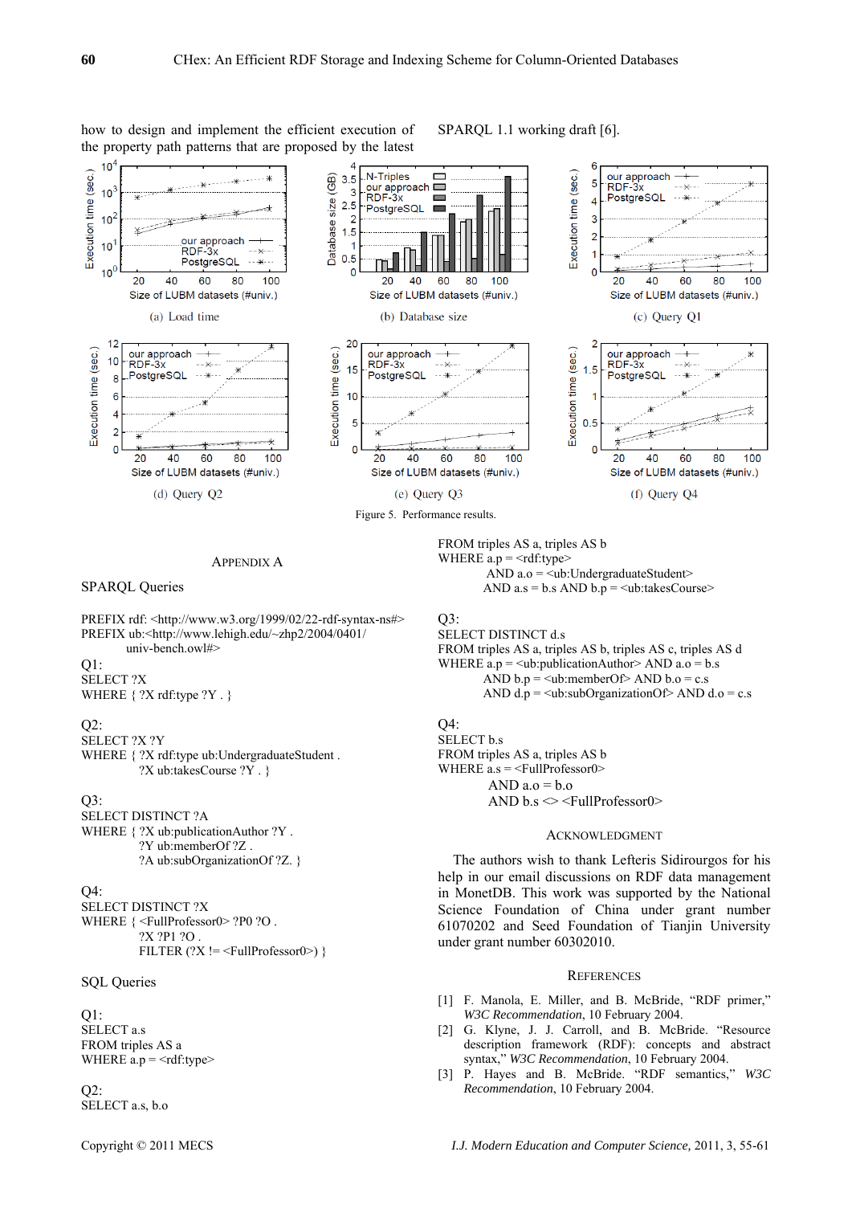how to design and implement the efficient execution of the property path patterns that are proposed by the latest SPARQL 1.1 working draft [6].

(a) Load time

(b) Database size

(c) Query Q1

(d) Query Q2

(e) Query Q3

(f) Query Q4

Figure 5. Performance results.

## APPENDIX A

### SPARQL Queries

```
PREFIX rdf: <http://www.w3.org/1999/02/22-rdf-syntax-ns#>
PREFIX ub:<http://www.lehigh.edu/~zhp2/2004/0401/
        univ-bench.owl#>
```

Q1:

```
SELECT ?X
WHERE { ?X rdf:type ?Y . }
```

Q2:

```
SELECT ?X ?Y
WHERE { ?X rdf:type ub:UndergraduateStudent .
        ?X ub:takesCourse ?Y . }
```

Q3:

```
SELECT DISTINCT ?A
WHERE { ?X ub:publicationAuthor ?Y .
        ?Y ub:memberOf ?Z .
        ?A ub:subOrganizationOf ?Z. }
```

Q4:

```
SELECT DISTINCT ?X
WHERE { <FullProfessor0> ?P0 ?O .
        ?X ?P1 ?O .
        FILTER (?X != <FullProfessor0>) }
```

### SQL Queries

Q1:

```
SELECT a.s
FROM triples AS a
WHERE a.p = <rdf:type>
```

Q2:

```
SELECT a.s, b.o
FROM triples AS a, triples AS b
WHERE a.p = <rdf:type>
      AND a.o = <ub:UndergraduateStudent>
      AND a.s = b.s AND b.p = <ub:takesCourse>
```

Q3:

```
SELECT DISTINCT d.s
FROM triples AS a, triples AS b, triples AS c, triples AS d
WHERE a.p = <ub:publicationAuthor> AND a.o = b.s
      AND b.p = <ub:memberOf> AND b.o = c.s
      AND d.p = <ub:subOrganizationOf> AND d.o = c.s
```

Q4:

```
SELECT b.s
FROM triples AS a, triples AS b
WHERE a.s = <FullProfessor0>
      AND a.o = b.o
      AND b.s <> <FullProfessor0>
```

## ACKNOWLEDGMENT

The authors wish to thank Lefteris Sidirourgos for his help in our email discussions on RDF data management in MonetDB. This work was supported by the National Science Foundation of China under grant number 61070202 and Seed Foundation of Tianjin University under grant number 60302010.

## REFERENCES

[1] F. Manola, E. Miller, and B. McBride, "RDF primer," *W3C Recommendation*, 10 February 2004.

[2] G. Klyne, J. J. Carroll, and B. McBride. "Resource description framework (RDF): concepts and abstract syntax," *W3C Recommendation*, 10 February 2004.

[3] P. Hayes and B. McBride. "RDF semantics," *W3C Recommendation*, 10 February 2004.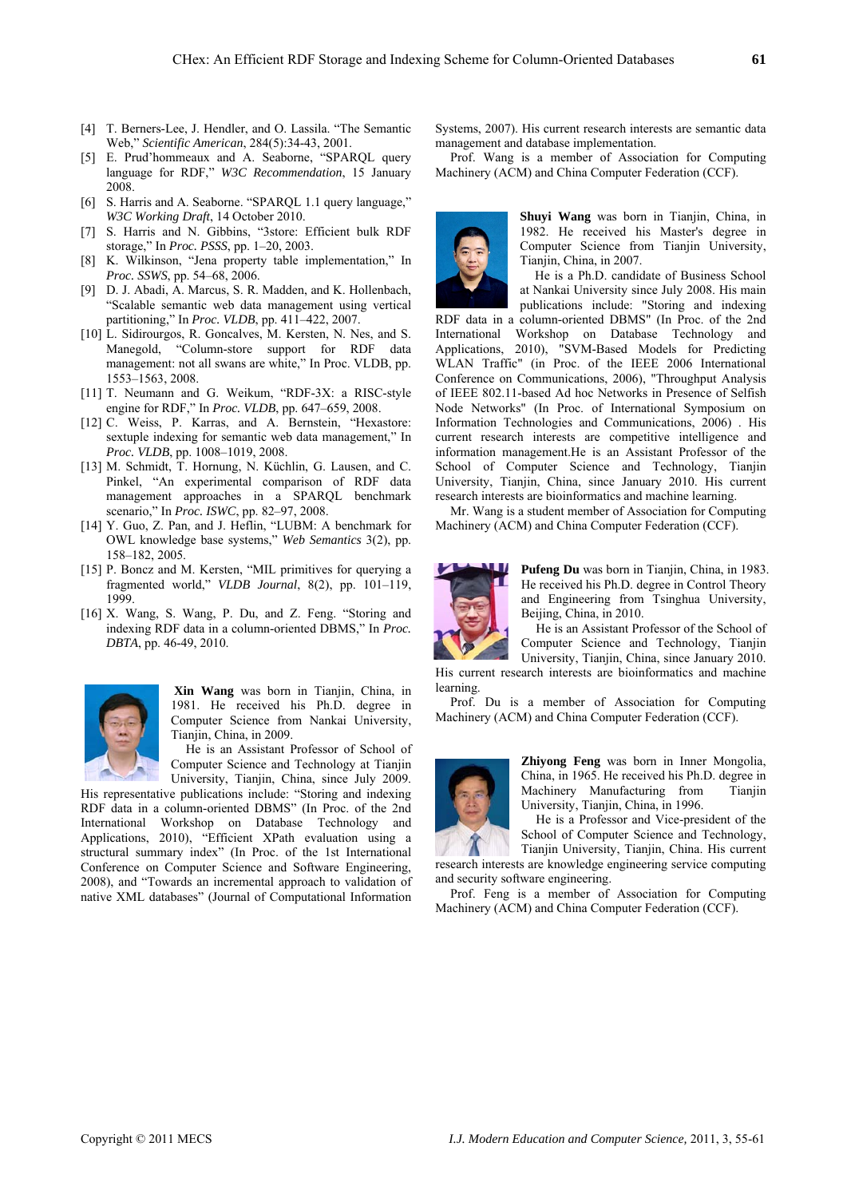[4] T. Berners-Lee, J. Hendler, and O. Lassila. "The Semantic Web," *Scientific American*, 284(5):34-43, 2001.

[5] E. Prud'hommeaux and A. Seaborne, "SPARQL query language for RDF," *W3C Recommendation*, 15 January 2008.

[6] S. Harris and A. Seaborne. "SPARQL 1.1 query language," *W3C Working Draft*, 14 October 2010.

[7] S. Harris and N. Gibbins, "3store: Efficient bulk RDF storage," In *Proc. PSSS*, pp. 1–20, 2003.

[8] K. Wilkinson, "Jena property table implementation," In *Proc. SSWS*, pp. 54–68, 2006.

[9] D. J. Abadi, A. Marcus, S. R. Madden, and K. Hollenbach, "Scalable semantic web data management using vertical partitioning," In *Proc. VLDB*, pp. 411–422, 2007.

[10] L. Sidirourgos, R. Goncalves, M. Kersten, N. Nes, and S. Manegold, "Column-store support for RDF data management: not all swans are white," In Proc. VLDB, pp. 1553–1563, 2008.

[11] T. Neumann and G. Weikum, "RDF-3X: a RISC-style engine for RDF," In *Proc. VLDB*, pp. 647–659, 2008.

[12] C. Weiss, P. Karras, and A. Bernstein, "Hexastore: sextuple indexing for semantic web data management," In *Proc. VLDB*, pp. 1008–1019, 2008.

[13] M. Schmidt, T. Hornung, N. Küchlin, G. Lausen, and C. Pinkel, "An experimental comparison of RDF data management approaches in a SPARQL benchmark scenario," In *Proc. ISWC*, pp. 82–97, 2008.

[14] Y. Guo, Z. Pan, and J. Heflin, "LUBM: A benchmark for OWL knowledge base systems," *Web Semantics* 3(2), pp. 158–182, 2005.

[15] P. Boncz and M. Kersten, "MIL primitives for querying a fragmented world," *VLDB Journal*, 8(2), pp. 101–119, 1999.

[16] X. Wang, S. Wang, P. Du, and Z. Feng. "Storing and indexing RDF data in a column-oriented DBMS," In *Proc. DBTA*, pp. 46-49, 2010.

**Xin Wang** was born in Tianjin, China, in 1981. He received his Ph.D. degree in Computer Science from Nankai University, Tianjin, China, in 2009.

He is an Assistant Professor of School of Computer Science and Technology at Tianjin University, Tianjin, China, since July 2009. His representative publications include: "Storing and indexing RDF data in a column-oriented DBMS" (In Proc. of the 2nd International Workshop on Database Technology and Applications, 2010), "Efficient XPath evaluation using a structural summary index" (In Proc. of the 1st International Conference on Computer Science and Software Engineering, 2008), and "Towards an incremental approach to validation of native XML databases" (Journal of Computational Information Systems, 2007). His current research interests are semantic data management and database implementation.

Prof. Wang is a member of Association for Computing Machinery (ACM) and China Computer Federation (CCF).

**Shuyi Wang** was born in Tianjin, China, in 1982. He received his Master's degree in Computer Science from Tianjin University, Tianjin, China, in 2007.

He is a Ph.D. candidate of Business School at Nankai University since July 2008. His main publications include: "Storing and indexing RDF data in a column-oriented DBMS" (In Proc. of the 2nd International Workshop on Database Technology and Applications, 2010), "SVM-Based Models for Predicting WLAN Traffic" (in Proc. of the IEEE 2006 International Conference on Communications, 2006), "Throughput Analysis of IEEE 802.11-based Ad hoc Networks in Presence of Selfish Node Networks" (In Proc. of International Symposium on Information Technologies and Communications, 2006) . His current research interests are competitive intelligence and information management.He is an Assistant Professor of the School of Computer Science and Technology, Tianjin University, Tianjin, China, since January 2010. His current research interests are bioinformatics and machine learning.

Mr. Wang is a student member of Association for Computing Machinery (ACM) and China Computer Federation (CCF).

**Pufeng Du** was born in Tianjin, China, in 1983. He received his Ph.D. degree in Control Theory and Engineering from Tsinghua University, Beijing, China, in 2010.

He is an Assistant Professor of the School of Computer Science and Technology, Tianjin University, Tianjin, China, since January 2010. His current research interests are bioinformatics and machine learning.

Prof. Du is a member of Association for Computing Machinery (ACM) and China Computer Federation (CCF).

**Zhiyong Feng** was born in Inner Mongolia, China, in 1965. He received his Ph.D. degree in Machinery Manufacturing from Tianjin University, Tianjin, China, in 1996.

He is a Professor and Vice-president of the School of Computer Science and Technology, Tianjin University, Tianjin, China. His current research interests are knowledge engineering service computing and security software engineering.

Prof. Feng is a member of Association for Computing Machinery (ACM) and China Computer Federation (CCF).